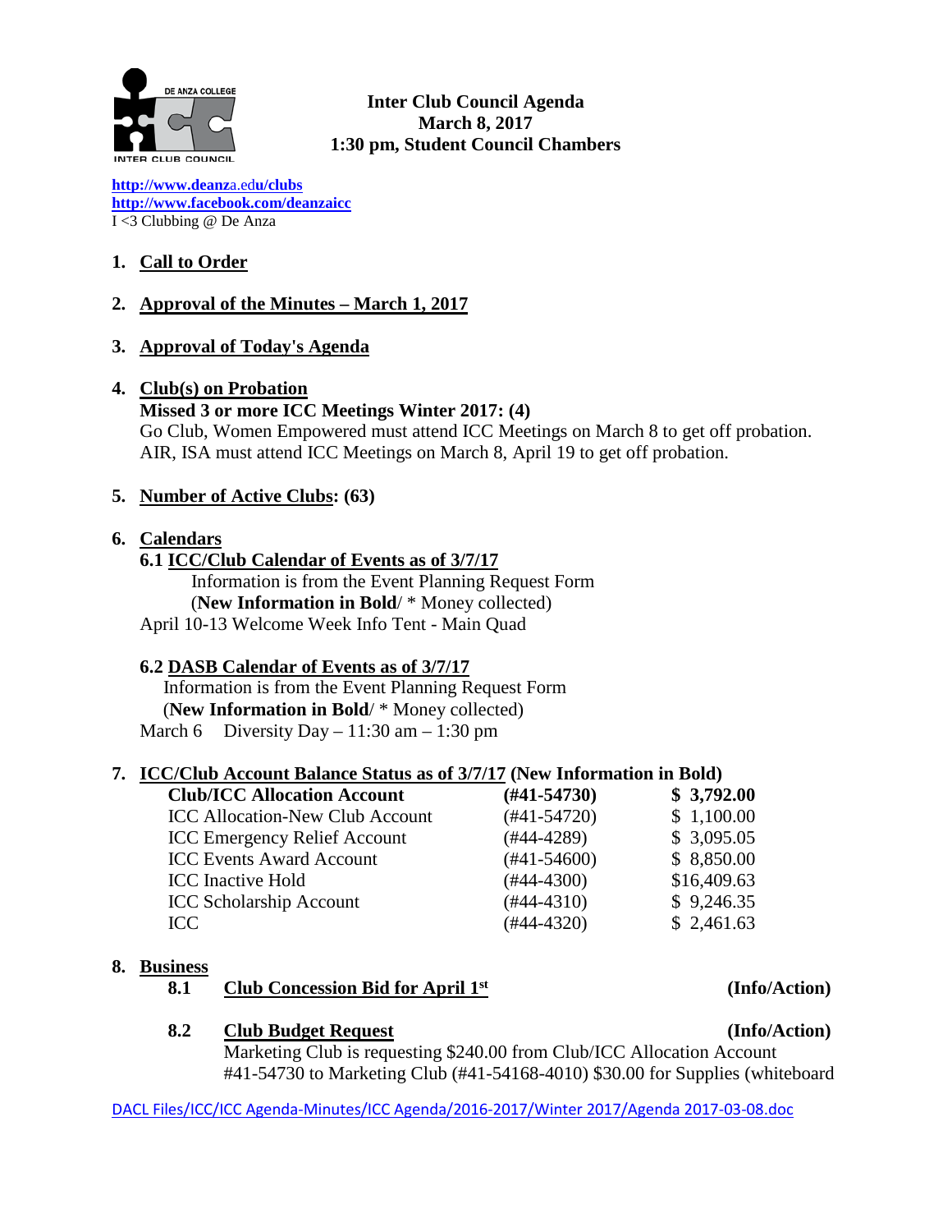# Inter Club Council Agenda
## March 8, 2017
## 1:30 pm, Student Council Chambers

http://www.deanza.edu/clubs
http://www.facebook.com/deanzaicc
I <3 Clubbing @ De Anza

1. **Call to Order**

2. **Approval of the Minutes – March 1, 2017**

3. **Approval of Today's Agenda**

4. **Club(s) on Probation**
   **Missed 3 or more ICC Meetings Winter 2017: (4)**
   Go Club, Women Empowered must attend ICC Meetings on March 8 to get off probation.
   AIR, ISA must attend ICC Meetings on March 8, April 19 to get off probation.

5. **Number of Active Clubs: (63)**

6. **Calendars**
   **6.1 ICC/Club Calendar of Events as of 3/7/17**
   Information is from the Event Planning Request Form
   (**New Information in Bold**/ * Money collected)
   April 10-13 Welcome Week Info Tent - Main Quad

   **6.2 DASB Calendar of Events as of 3/7/17**
   Information is from the Event Planning Request Form
   (**New Information in Bold**/ * Money collected)
   March 6 Diversity Day – 11:30 am – 1:30 pm

7. **ICC/Club Account Balance Status as of 3/7/17 (New Information in Bold)**

| Account | Number | Balance |
|---|---|---|
| **Club/ICC Allocation Account** | **(#41-54730)** | **$ 3,792.00** |
| ICC Allocation-New Club Account | (#41-54720) | $ 1,100.00 |
| ICC Emergency Relief Account | (#44-4289) | $ 3,095.05 |
| ICC Events Award Account | (#41-54600) | $ 8,850.00 |
| ICC Inactive Hold | (#44-4300) | $16,409.63 |
| ICC Scholarship Account | (#44-4310) | $ 9,246.35 |
| ICC | (#44-4320) | $ 2,461.63 |

8. **Business**
   **8.1 Club Concession Bid for April 1st** **(Info/Action)**

   **8.2 Club Budget Request** **(Info/Action)**
   Marketing Club is requesting $240.00 from Club/ICC Allocation Account #41-54730 to Marketing Club (#41-54168-4010) $30.00 for Supplies (whiteboard

DACL Files/ICC/ICC Agenda-Minutes/ICC Agenda/2016-2017/Winter 2017/Agenda 2017-03-08.doc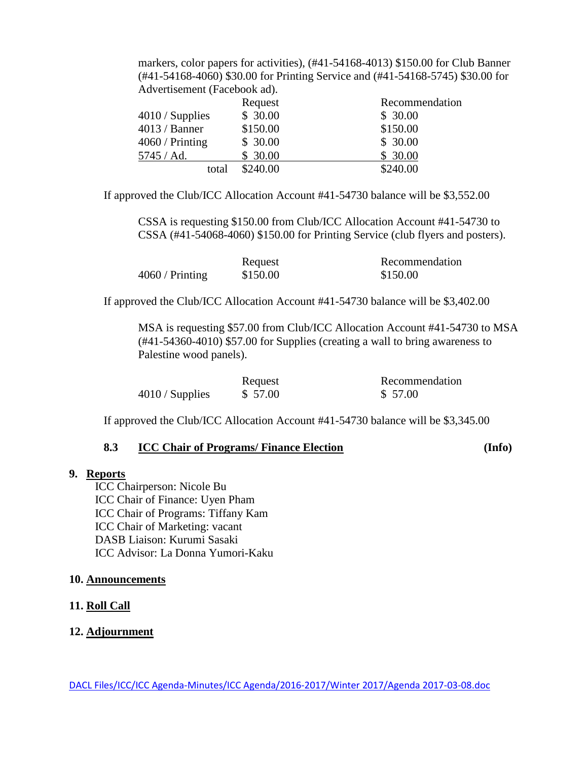markers, color papers for activities), (#41-54168-4013) $150.00 for Club Banner (#41-54168-4060) $30.00 for Printing Service and (#41-54168-5745) $30.00 for Advertisement (Facebook ad).

| | Request | Recommendation |
|---|---|---|
| 4010 / Supplies | $ 30.00 | $ 30.00 |
| 4013 / Banner | $150.00 | $150.00 |
| 4060 / Printing | $ 30.00 | $ 30.00 |
| 5745 / Ad. | $ 30.00 | $ 30.00 |
| total | $240.00 | $240.00 |

If approved the Club/ICC Allocation Account #41-54730 balance will be $3,552.00

CSSA is requesting $150.00 from Club/ICC Allocation Account #41-54730 to CSSA (#41-54068-4060) $150.00 for Printing Service (club flyers and posters).

| | Request | Recommendation |
|---|---|---|
| 4060 / Printing | $150.00 | $150.00 |

If approved the Club/ICC Allocation Account #41-54730 balance will be $3,402.00

MSA is requesting $57.00 from Club/ICC Allocation Account #41-54730 to MSA (#41-54360-4010) $57.00 for Supplies (creating a wall to bring awareness to Palestine wood panels).

| | Request | Recommendation |
|---|---|---|
| 4010 / Supplies | $ 57.00 | $ 57.00 |

If approved the Club/ICC Allocation Account #41-54730 balance will be $3,345.00

**8.3 ICC Chair of Programs/ Finance Election (Info)**

## 9. Reports

ICC Chairperson: Nicole Bu
ICC Chair of Finance: Uyen Pham
ICC Chair of Programs: Tiffany Kam
ICC Chair of Marketing: vacant
DASB Liaison: Kurumi Sasaki
ICC Advisor: La Donna Yumori-Kaku

## 10. Announcements

## 11. Roll Call

## 12. Adjournment

DACL Files/ICC/ICC Agenda-Minutes/ICC Agenda/2016-2017/Winter 2017/Agenda 2017-03-08.doc